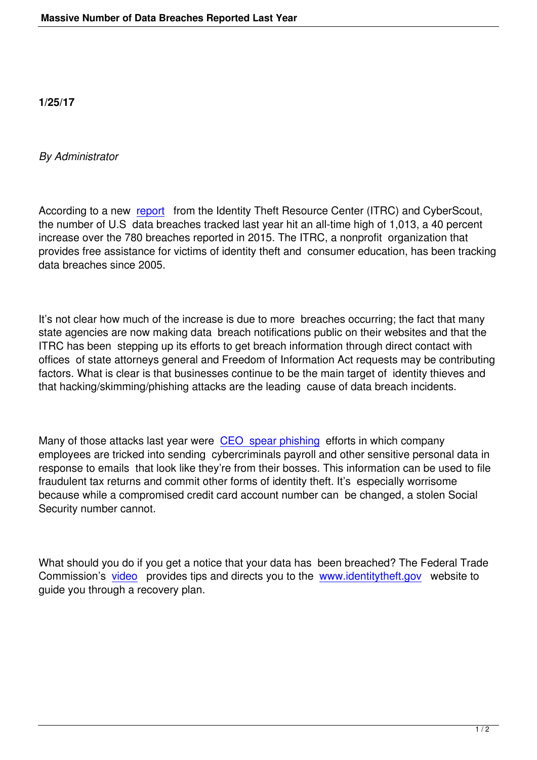**1/25/17**

*By Administrator*

According to a new report from the Identity Theft Resource Center (ITRC) and CyberScout, the number of U.S data breaches tracked last year hit an all-time high of 1,013, a 40 percent increase over the 780 breaches reported in 2015. The ITRC, a nonprofit organization that provides free assistance for victims of identity theft and consumer education, has been tracking data breaches since 2005.

It's not clear how much of the increase is due to more breaches occurring; the fact that many state agencies are now making data breach notifications public on their websites and that the ITRC has been stepping up its efforts to get breach information through direct contact with offices of state attorneys general and Freedom of Information Act requests may be contributing factors. What is clear is that businesses continue to be the main target of identity thieves and that hacking/skimming/phishing attacks are the leading cause of data breach incidents.

Many of those attacks last year were CEO spear phishing efforts in which company employees are tricked into sending cybercriminals payroll and other sensitive personal data in response to emails that look like they're from their bosses. This information can be used to file fraudulent tax returns and commit other forms of identity theft. It's especially worrisome because while a compromised credit card account number can be changed, a stolen Social Security number cannot.

What should you do if you get a notice that your data has been breached? The Federal Trade Commission's video provides tips and directs you to the www.identitytheft.gov website to guide you through a recovery plan.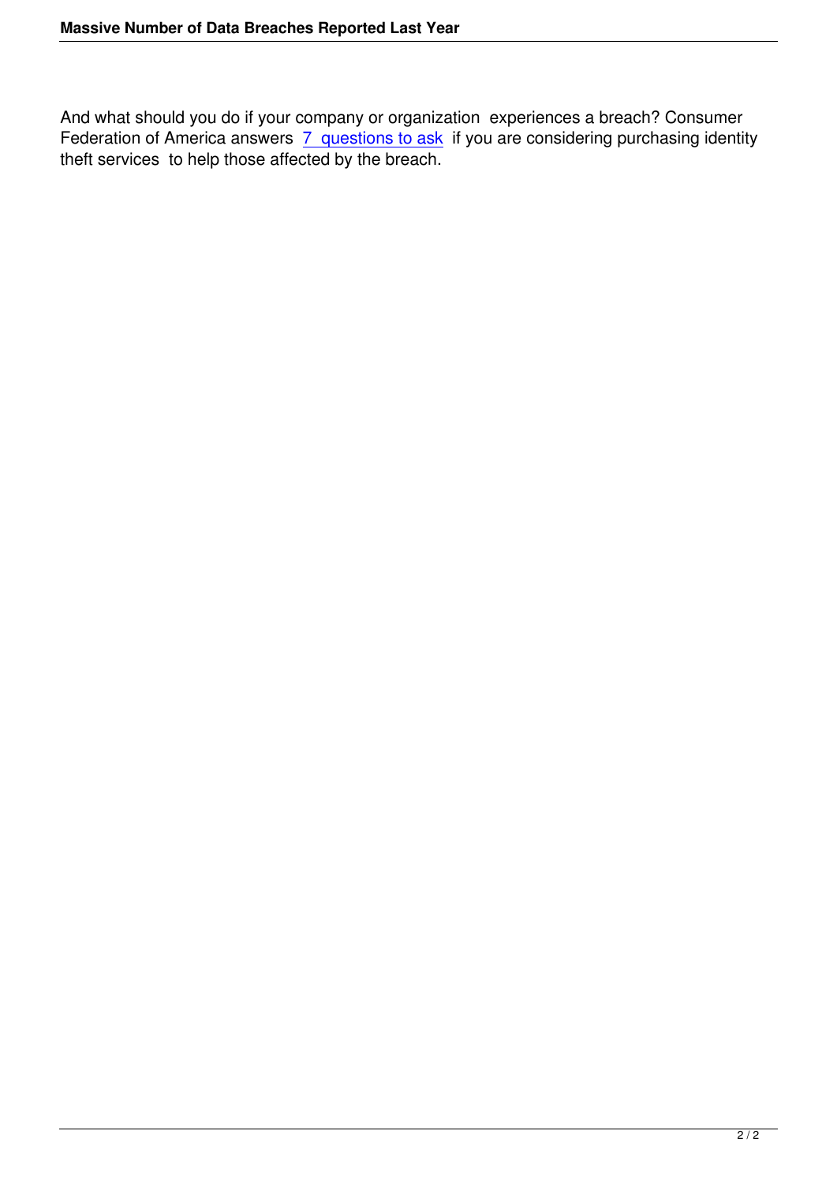And what should you do if your company or organization experiences a breach? Consumer Federation of America answers 7 questions to ask if you are considering purchasing identity theft services to help those affected by the breach.